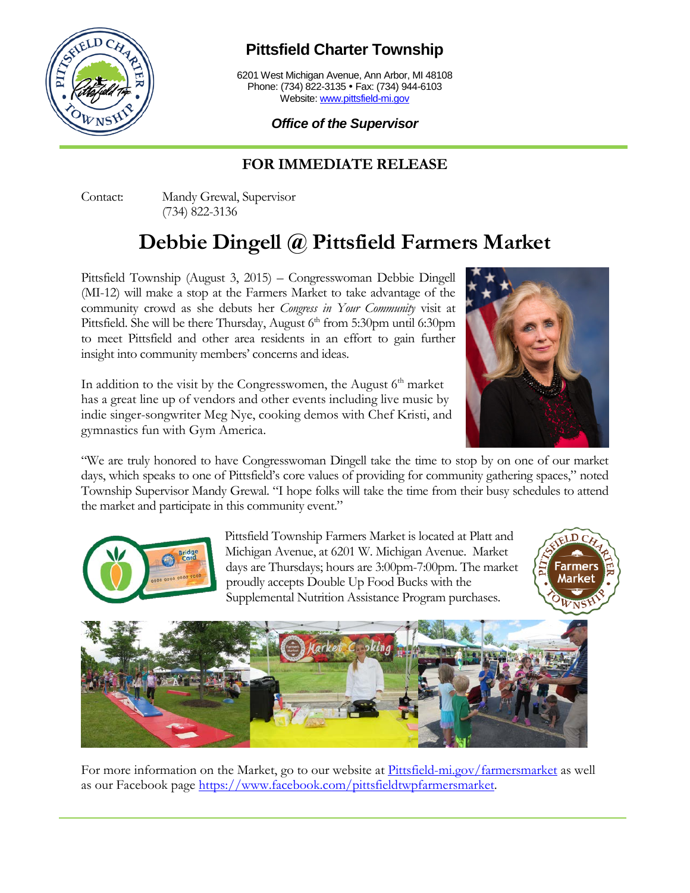# Pittsfield Charter Township

6201 West Michigan Avenue, Ann Arbor, MI 48108
Phone: (734) 822-3135 • Fax: (734) 944-6103
Website: www.pittsfield-mi.gov

***Office of the Supervisor***

## FOR IMMEDIATE RELEASE

Contact: Mandy Grewal, Supervisor
(734) 822-3136

# Debbie Dingell @ Pittsfield Farmers Market

Pittsfield Township (August 3, 2015) – Congresswoman Debbie Dingell (MI-12) will make a stop at the Farmers Market to take advantage of the community crowd as she debuts her *Congress in Your Community* visit at Pittsfield. She will be there Thursday, August 6th from 5:30pm until 6:30pm to meet Pittsfield and other area residents in an effort to gain further insight into community members' concerns and ideas.

In addition to the visit by the Congresswomen, the August 6th market has a great line up of vendors and other events including live music by indie singer-songwriter Meg Nye, cooking demos with Chef Kristi, and gymnastics fun with Gym America.

"We are truly honored to have Congresswoman Dingell take the time to stop by on one of our market days, which speaks to one of Pittsfield's core values of providing for community gathering spaces," noted Township Supervisor Mandy Grewal. "I hope folks will take the time from their busy schedules to attend the market and participate in this community event."

Pittsfield Township Farmers Market is located at Platt and Michigan Avenue, at 6201 W. Michigan Avenue. Market days are Thursdays; hours are 3:00pm-7:00pm. The market proudly accepts Double Up Food Bucks with the Supplemental Nutrition Assistance Program purchases.

For more information on the Market, go to our website at Pittsfield-mi.gov/farmersmarket as well as our Facebook page https://www.facebook.com/pittsfieldtwpfarmersmarket.